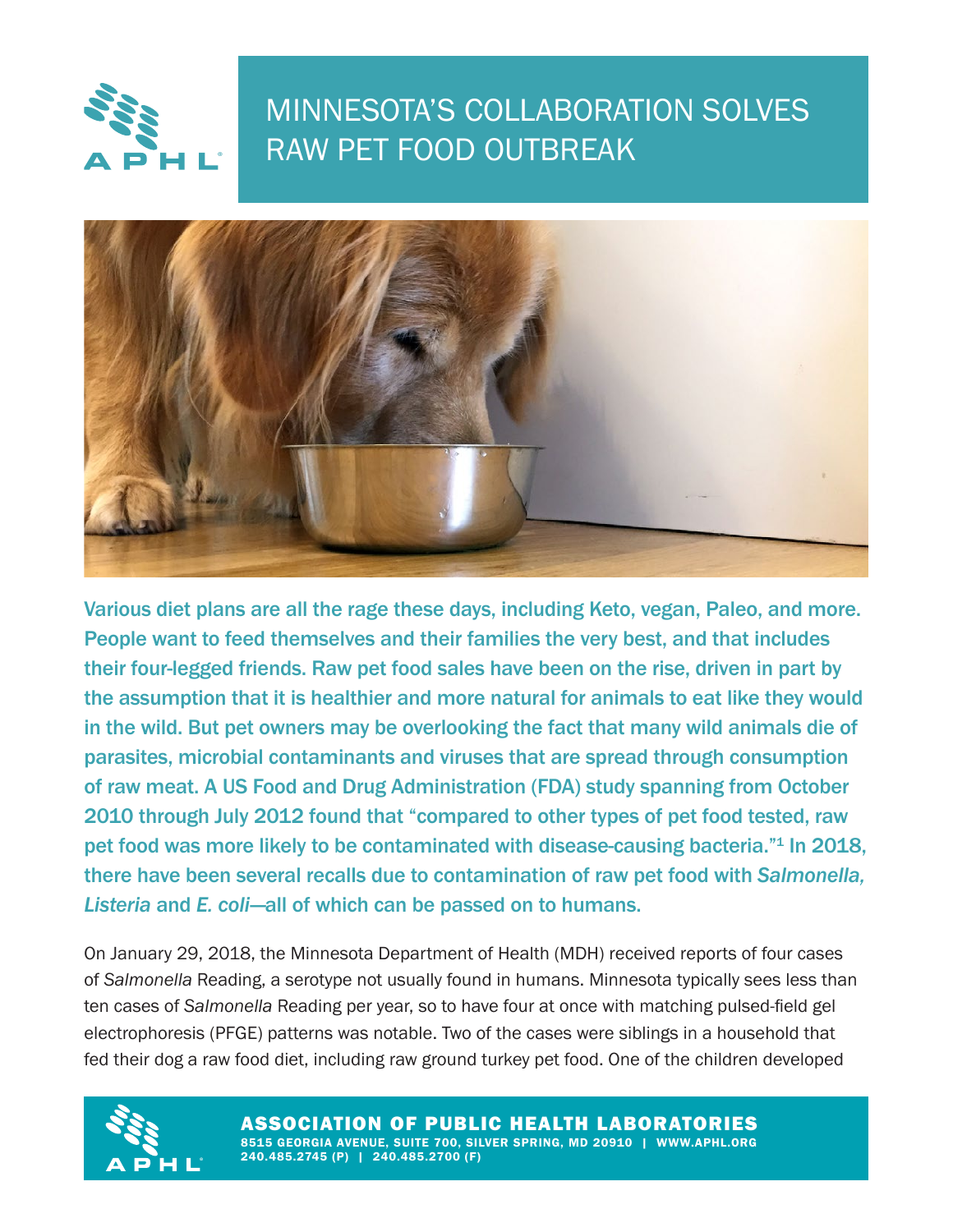# MINNESOTA'S COLLABORATION SOLVES RAW PET FOOD OUTBREAK

**Various diet plans are all the rage these days, including Keto, vegan, Paleo, and more. People want to feed themselves and their families the very best, and that includes their four-legged friends. Raw pet food sales have been on the rise, driven in part by the assumption that it is healthier and more natural for animals to eat like they would in the wild. But pet owners may be overlooking the fact that many wild animals die of parasites, microbial contaminants and viruses that are spread through consumption of raw meat. A US Food and Drug Administration (FDA) study spanning from October 2010 through July 2012 found that "compared to other types of pet food tested, raw pet food was more likely to be contaminated with disease-causing bacteria."[1] In 2018, there have been several recalls due to contamination of raw pet food with *Salmonella, Listeria* and *E. coli*—all of which can be passed on to humans.**

On January 29, 2018, the Minnesota Department of Health (MDH) received reports of four cases of *Salmonella* Reading, a serotype not usually found in humans. Minnesota typically sees less than ten cases of *Salmonella* Reading per year, so to have four at once with matching pulsed-field gel electrophoresis (PFGE) patterns was notable. Two of the cases were siblings in a household that fed their dog a raw food diet, including raw ground turkey pet food. One of the children developed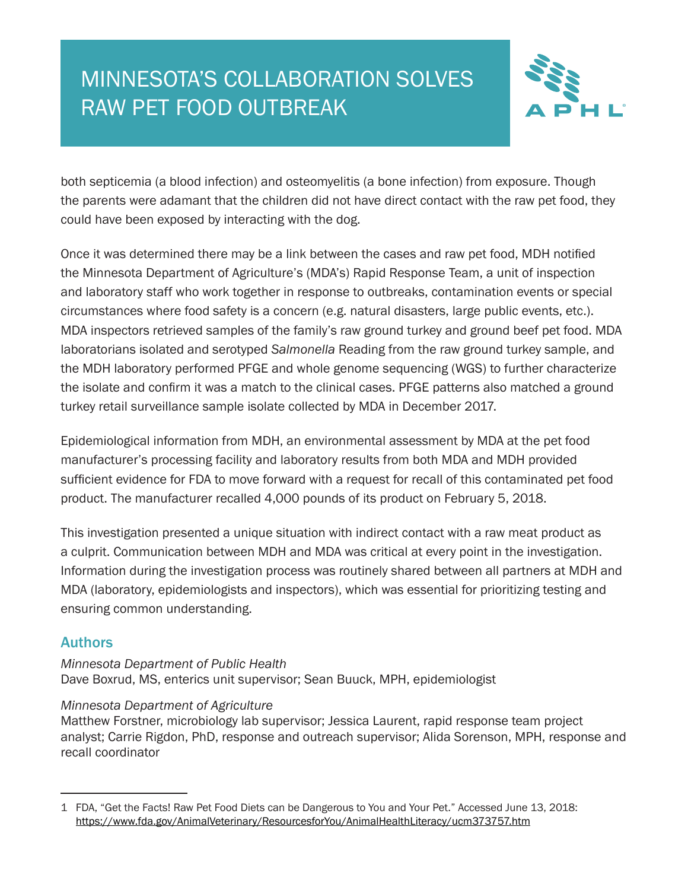both septicemia (a blood infection) and osteomyelitis (a bone infection) from exposure. Though the parents were adamant that the children did not have direct contact with the raw pet food, they could have been exposed by interacting with the dog.

Once it was determined there may be a link between the cases and raw pet food, MDH notified the Minnesota Department of Agriculture's (MDA's) Rapid Response Team, a unit of inspection and laboratory staff who work together in response to outbreaks, contamination events or special circumstances where food safety is a concern (e.g. natural disasters, large public events, etc.). MDA inspectors retrieved samples of the family's raw ground turkey and ground beef pet food. MDA laboratorians isolated and serotyped *Salmonella* Reading from the raw ground turkey sample, and the MDH laboratory performed PFGE and whole genome sequencing (WGS) to further characterize the isolate and confirm it was a match to the clinical cases. PFGE patterns also matched a ground turkey retail surveillance sample isolate collected by MDA in December 2017.

Epidemiological information from MDH, an environmental assessment by MDA at the pet food manufacturer's processing facility and laboratory results from both MDA and MDH provided sufficient evidence for FDA to move forward with a request for recall of this contaminated pet food product. The manufacturer recalled 4,000 pounds of its product on February 5, 2018.

This investigation presented a unique situation with indirect contact with a raw meat product as a culprit. Communication between MDH and MDA was critical at every point in the investigation. Information during the investigation process was routinely shared between all partners at MDH and MDA (laboratory, epidemiologists and inspectors), which was essential for prioritizing testing and ensuring common understanding.

## Authors

*Minnesota Department of Public Health*
Dave Boxrud, MS, enterics unit supervisor; Sean Buuck, MPH, epidemiologist

*Minnesota Department of Agriculture*
Matthew Forstner, microbiology lab supervisor; Jessica Laurent, rapid response team project analyst; Carrie Rigdon, PhD, response and outreach supervisor; Alida Sorenson, MPH, response and recall coordinator

---

1 FDA, "Get the Facts! Raw Pet Food Diets can be Dangerous to You and Your Pet." Accessed June 13, 2018: https://www.fda.gov/AnimalVeterinary/ResourcesforYou/AnimalHealthLiteracy/ucm373757.htm